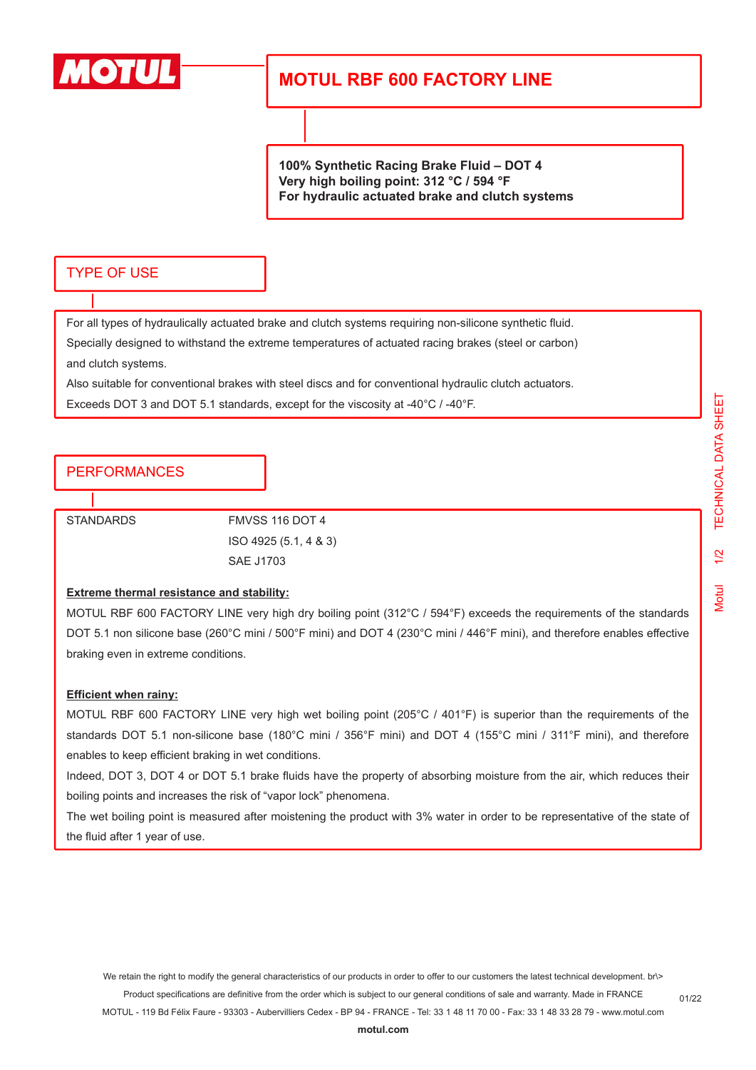# MOTUL RBF 600 FACTORY LINE

**100% Synthetic Racing Brake Fluid – DOT 4**
**Very high boiling point: 312 °C / 594 °F**
**For hydraulic actuated brake and clutch systems**

## TYPE OF USE

For all types of hydraulically actuated brake and clutch systems requiring non-silicone synthetic fluid.
Specially designed to withstand the extreme temperatures of actuated racing brakes (steel or carbon) and clutch systems.
Also suitable for conventional brakes with steel discs and for conventional hydraulic clutch actuators.
Exceeds DOT 3 and DOT 5.1 standards, except for the viscosity at -40°C / -40°F.

## PERFORMANCES

| STANDARDS | FMVSS 116 DOT 4 |
|---|---|
| | ISO 4925 (5.1, 4 & 3) |
| | SAE J1703 |

**Extreme thermal resistance and stability:**
MOTUL RBF 600 FACTORY LINE very high dry boiling point (312°C / 594°F) exceeds the requirements of the standards DOT 5.1 non silicone base (260°C mini / 500°F mini) and DOT 4 (230°C mini / 446°F mini), and therefore enables effective braking even in extreme conditions.

**Efficient when rainy:**
MOTUL RBF 600 FACTORY LINE very high wet boiling point (205°C / 401°F) is superior than the requirements of the standards DOT 5.1 non-silicone base (180°C mini / 356°F mini) and DOT 4 (155°C mini / 311°F mini), and therefore enables to keep efficient braking in wet conditions.
Indeed, DOT 3, DOT 4 or DOT 5.1 brake fluids have the property of absorbing moisture from the air, which reduces their boiling points and increases the risk of "vapor lock" phenomena.
The wet boiling point is measured after moistening the product with 3% water in order to be representative of the state of the fluid after 1 year of use.

We retain the right to modify the general characteristics of our products in order to offer to our customers the latest technical development. br\>
Product specifications are definitive from the order which is subject to our general conditions of sale and warranty. Made in FRANCE
MOTUL - 119 Bd Félix Faure - 93303 - Aubervilliers Cedex - BP 94 - FRANCE - Tel: 33 1 48 11 70 00 - Fax: 33 1 48 33 28 79 - www.motul.com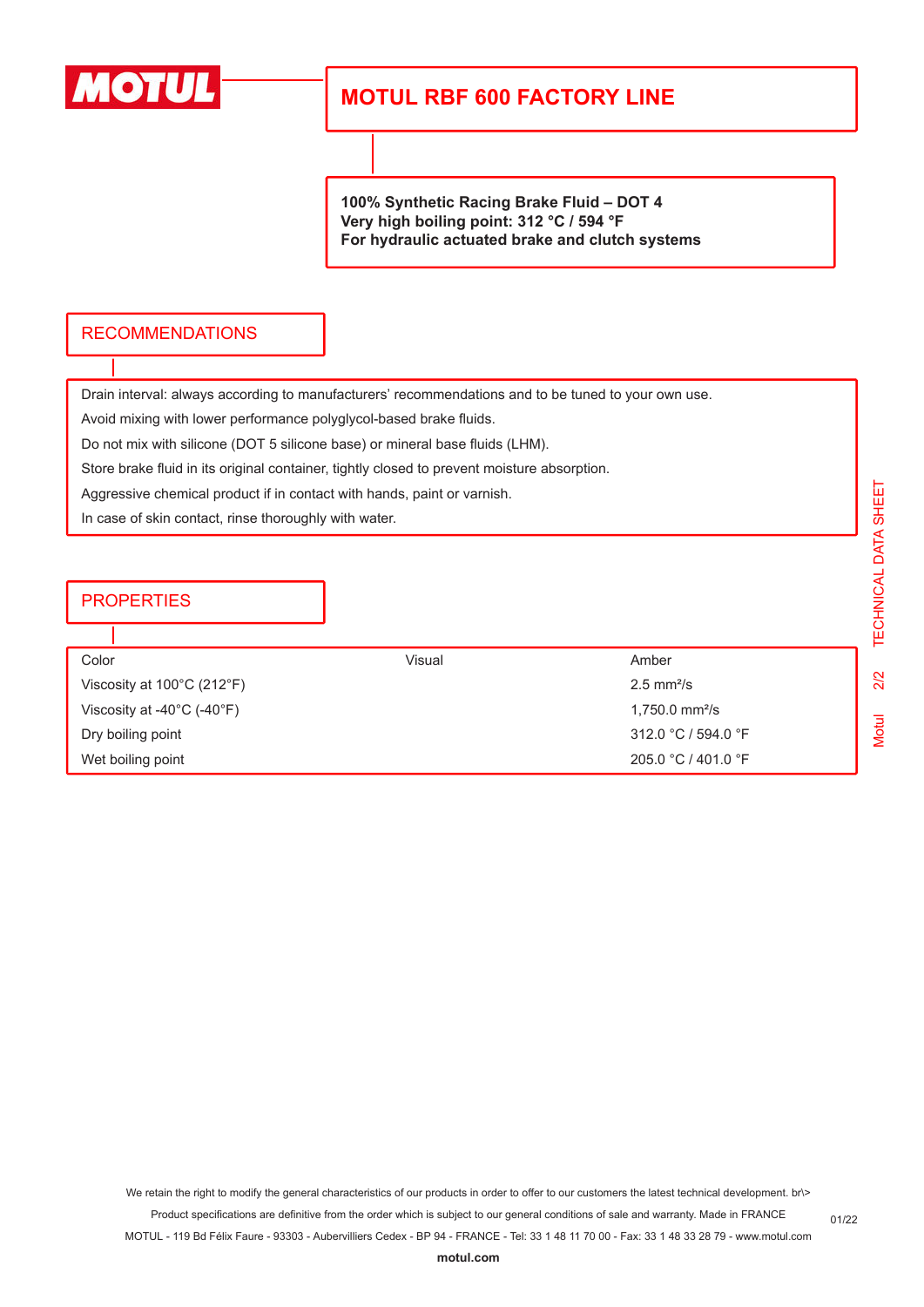# MOTUL RBF 600 FACTORY LINE

**100% Synthetic Racing Brake Fluid – DOT 4**
**Very high boiling point: 312 °C / 594 °F**
**For hydraulic actuated brake and clutch systems**

## RECOMMENDATIONS

Drain interval: always according to manufacturers' recommendations and to be tuned to your own use.

Avoid mixing with lower performance polyglycol-based brake fluids.

Do not mix with silicone (DOT 5 silicone base) or mineral base fluids (LHM).

Store brake fluid in its original container, tightly closed to prevent moisture absorption.

Aggressive chemical product if in contact with hands, paint or varnish.

In case of skin contact, rinse thoroughly with water.

## PROPERTIES

| | | |
|---|---|---|
| Color | Visual | Amber |
| Viscosity at 100°C (212°F) | | 2.5 mm²/s |
| Viscosity at -40°C (-40°F) | | 1,750.0 mm²/s |
| Dry boiling point | | 312.0 °C / 594.0 °F |
| Wet boiling point | | 205.0 °C / 401.0 °F |

We retain the right to modify the general characteristics of our products in order to offer to our customers the latest technical development. br\>
Product specifications are definitive from the order which is subject to our general conditions of sale and warranty. Made in FRANCE

MOTUL - 119 Bd Félix Faure - 93303 - Aubervilliers Cedex - BP 94 - FRANCE - Tel: 33 1 48 11 70 00 - Fax: 33 1 48 33 28 79 - www.motul.com

01/22

**motul.com**